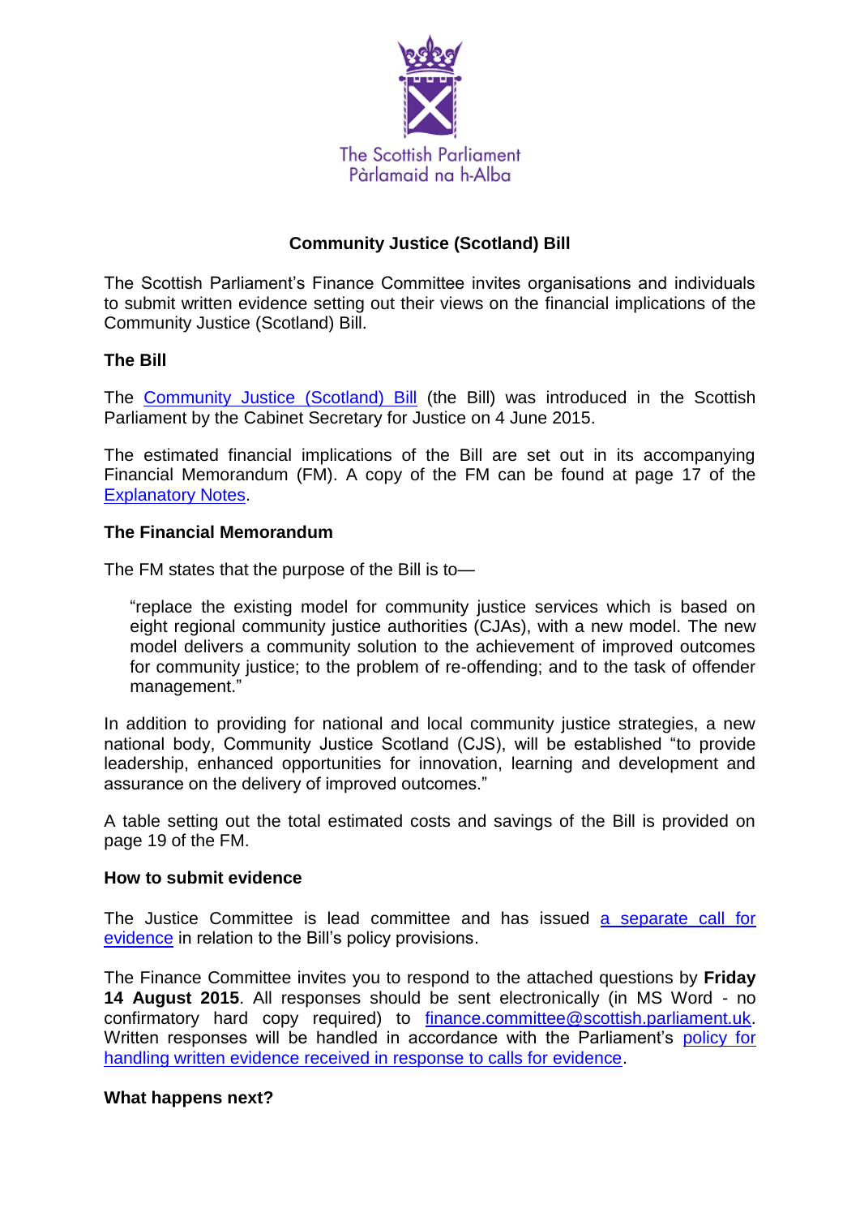The Scottish Parliament
Pàrlamaid na h-Alba

# Community Justice (Scotland) Bill

The Scottish Parliament's Finance Committee invites organisations and individuals to submit written evidence setting out their views on the financial implications of the Community Justice (Scotland) Bill.

## The Bill

The Community Justice (Scotland) Bill (the Bill) was introduced in the Scottish Parliament by the Cabinet Secretary for Justice on 4 June 2015.

The estimated financial implications of the Bill are set out in its accompanying Financial Memorandum (FM). A copy of the FM can be found at page 17 of the Explanatory Notes.

## The Financial Memorandum

The FM states that the purpose of the Bill is to—

> "replace the existing model for community justice services which is based on eight regional community justice authorities (CJAs), with a new model. The new model delivers a community solution to the achievement of improved outcomes for community justice; to the problem of re-offending; and to the task of offender management."

In addition to providing for national and local community justice strategies, a new national body, Community Justice Scotland (CJS), will be established "to provide leadership, enhanced opportunities for innovation, learning and development and assurance on the delivery of improved outcomes."

A table setting out the total estimated costs and savings of the Bill is provided on page 19 of the FM.

## How to submit evidence

The Justice Committee is lead committee and has issued a separate call for evidence in relation to the Bill's policy provisions.

The Finance Committee invites you to respond to the attached questions by **Friday 14 August 2015**. All responses should be sent electronically (in MS Word - no confirmatory hard copy required) to finance.committee@scottish.parliament.uk. Written responses will be handled in accordance with the Parliament's policy for handling written evidence received in response to calls for evidence.

## What happens next?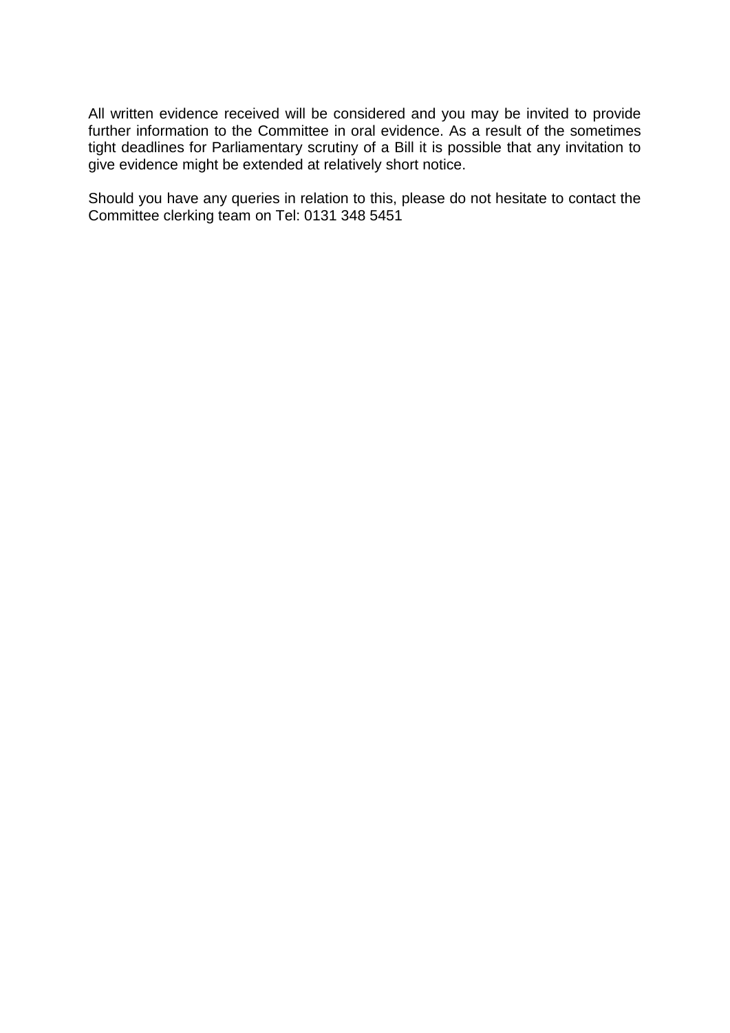All written evidence received will be considered and you may be invited to provide further information to the Committee in oral evidence. As a result of the sometimes tight deadlines for Parliamentary scrutiny of a Bill it is possible that any invitation to give evidence might be extended at relatively short notice.

Should you have any queries in relation to this, please do not hesitate to contact the Committee clerking team on Tel: 0131 348 5451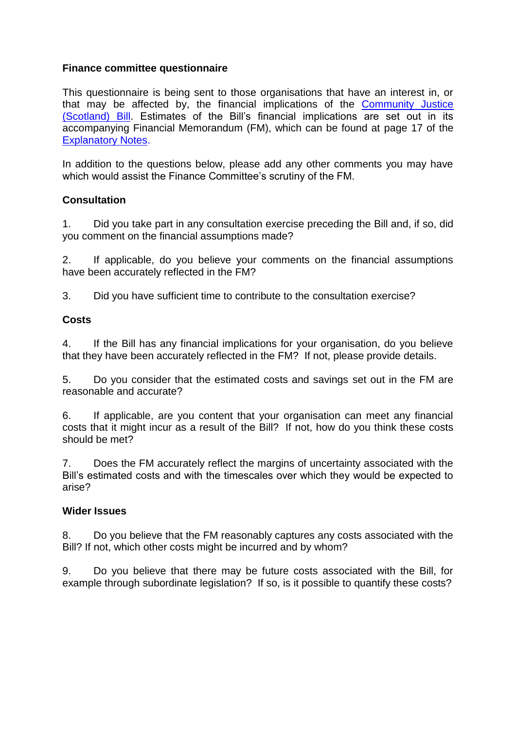**Finance committee questionnaire**

This questionnaire is being sent to those organisations that have an interest in, or that may be affected by, the financial implications of the Community Justice (Scotland) Bill. Estimates of the Bill's financial implications are set out in its accompanying Financial Memorandum (FM), which can be found at page 17 of the Explanatory Notes.

In addition to the questions below, please add any other comments you may have which would assist the Finance Committee's scrutiny of the FM.

**Consultation**

1. Did you take part in any consultation exercise preceding the Bill and, if so, did you comment on the financial assumptions made?

2. If applicable, do you believe your comments on the financial assumptions have been accurately reflected in the FM?

3. Did you have sufficient time to contribute to the consultation exercise?

**Costs**

4. If the Bill has any financial implications for your organisation, do you believe that they have been accurately reflected in the FM? If not, please provide details.

5. Do you consider that the estimated costs and savings set out in the FM are reasonable and accurate?

6. If applicable, are you content that your organisation can meet any financial costs that it might incur as a result of the Bill? If not, how do you think these costs should be met?

7. Does the FM accurately reflect the margins of uncertainty associated with the Bill's estimated costs and with the timescales over which they would be expected to arise?

**Wider Issues**

8. Do you believe that the FM reasonably captures any costs associated with the Bill? If not, which other costs might be incurred and by whom?

9. Do you believe that there may be future costs associated with the Bill, for example through subordinate legislation? If so, is it possible to quantify these costs?